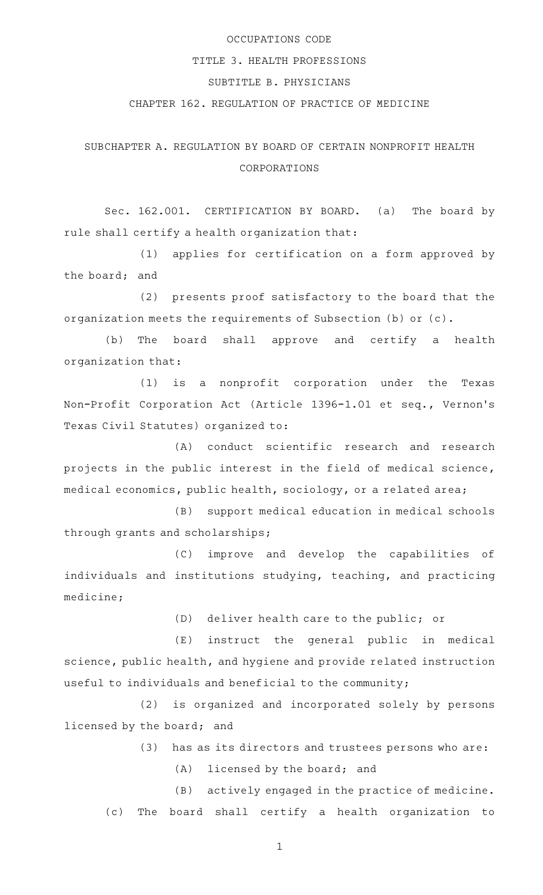# OCCUPATIONS CODE

## TITLE 3. HEALTH PROFESSIONS

## SUBTITLE B. PHYSICIANS

## CHAPTER 162. REGULATION OF PRACTICE OF MEDICINE

### SUBCHAPTER A. REGULATION BY BOARD OF CERTAIN NONPROFIT HEALTH CORPORATIONS

Sec. 162.001. CERTIFICATION BY BOARD. (a) The board by rule shall certify a health organization that:

(1) applies for certification on a form approved by the board; and

(2) presents proof satisfactory to the board that the organization meets the requirements of Subsection (b) or (c).

(b) The board shall approve and certify a health organization that:

(1) is a nonprofit corporation under the Texas Non-Profit Corporation Act (Article 1396-1.01 et seq., Vernon's Texas Civil Statutes) organized to:

(A) conduct scientific research and research projects in the public interest in the field of medical science, medical economics, public health, sociology, or a related area;

(B) support medical education in medical schools through grants and scholarships;

(C) improve and develop the capabilities of individuals and institutions studying, teaching, and practicing medicine;

(D) deliver health care to the public; or

(E) instruct the general public in medical science, public health, and hygiene and provide related instruction useful to individuals and beneficial to the community;

(2) is organized and incorporated solely by persons licensed by the board; and

(3) has as its directors and trustees persons who are:

(A) licensed by the board; and

(B) actively engaged in the practice of medicine.

(c) The board shall certify a health organization to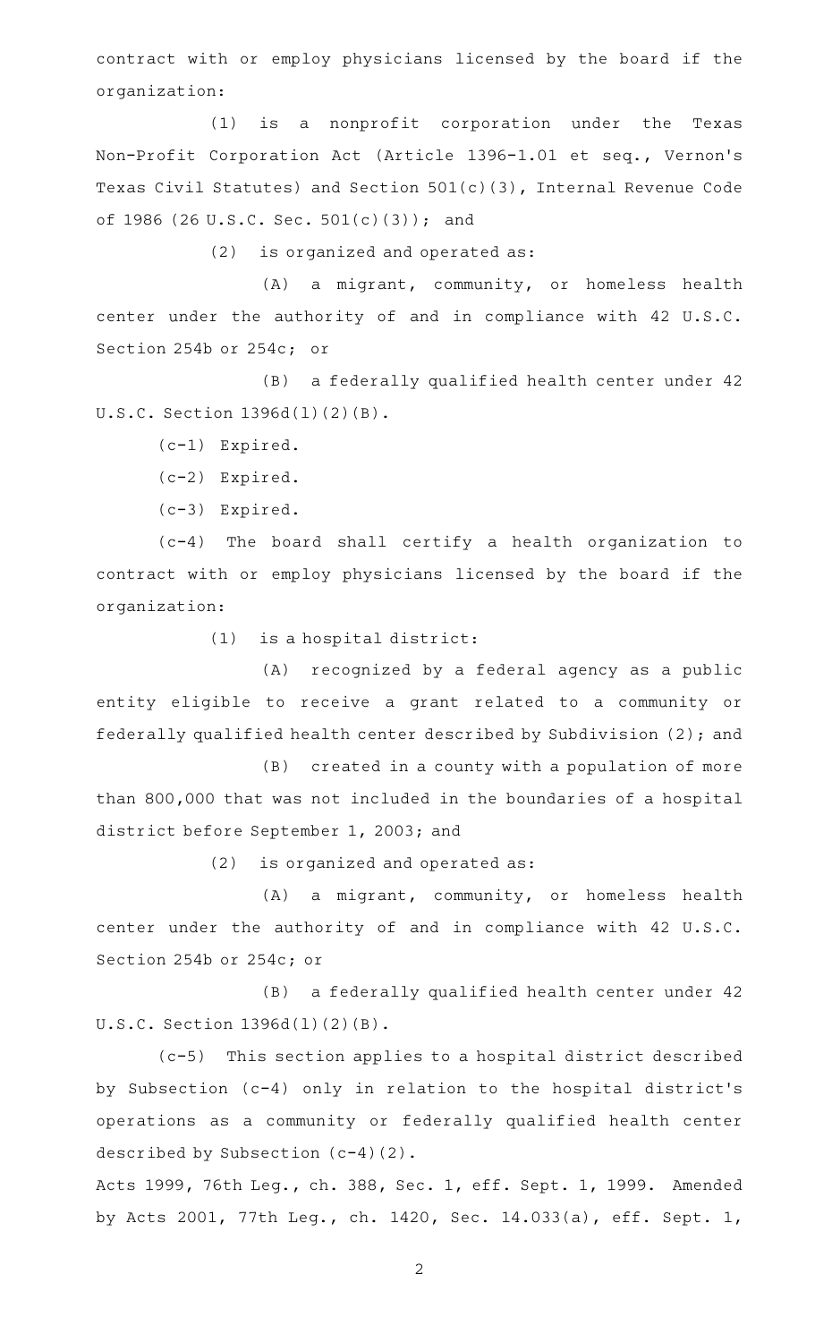contract with or employ physicians licensed by the board if the organization:

(1) is a nonprofit corporation under the Texas Non-Profit Corporation Act (Article 1396-1.01 et seq., Vernon's Texas Civil Statutes) and Section 501(c)(3), Internal Revenue Code of 1986 (26 U.S.C. Sec. 501(c)(3)); and

(2) is organized and operated as:

(A) a migrant, community, or homeless health center under the authority of and in compliance with 42 U.S.C. Section 254b or 254c; or

(B) a federally qualified health center under 42 U.S.C. Section 1396d(l)(2)(B).

(c-1) Expired.

(c-2) Expired.

(c-3) Expired.

(c-4) The board shall certify a health organization to contract with or employ physicians licensed by the board if the organization:

(1) is a hospital district:

(A) recognized by a federal agency as a public entity eligible to receive a grant related to a community or federally qualified health center described by Subdivision (2); and

(B) created in a county with a population of more than 800,000 that was not included in the boundaries of a hospital district before September 1, 2003; and

(2) is organized and operated as:

(A) a migrant, community, or homeless health center under the authority of and in compliance with 42 U.S.C. Section 254b or 254c; or

(B) a federally qualified health center under 42 U.S.C. Section 1396d(l)(2)(B).

(c-5) This section applies to a hospital district described by Subsection (c-4) only in relation to the hospital district's operations as a community or federally qualified health center described by Subsection (c-4)(2).

Acts 1999, 76th Leg., ch. 388, Sec. 1, eff. Sept. 1, 1999. Amended by Acts 2001, 77th Leg., ch. 1420, Sec. 14.033(a), eff. Sept. 1,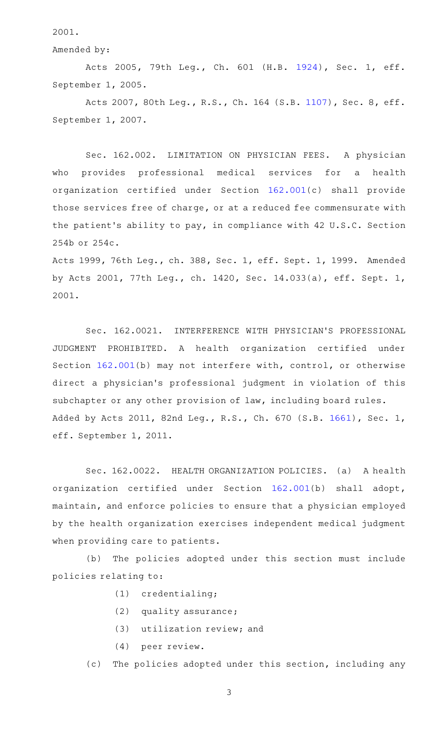2001.

Amended by:

Acts 2005, 79th Leg., Ch. 601 (H.B. 1924), Sec. 1, eff. September 1, 2005.

Acts 2007, 80th Leg., R.S., Ch. 164 (S.B. 1107), Sec. 8, eff. September 1, 2007.

Sec. 162.002. LIMITATION ON PHYSICIAN FEES. A physician who provides professional medical services for a health organization certified under Section 162.001(c) shall provide those services free of charge, or at a reduced fee commensurate with the patient's ability to pay, in compliance with 42 U.S.C. Section 254b or 254c.

Acts 1999, 76th Leg., ch. 388, Sec. 1, eff. Sept. 1, 1999. Amended by Acts 2001, 77th Leg., ch. 1420, Sec. 14.033(a), eff. Sept. 1, 2001.

Sec. 162.0021. INTERFERENCE WITH PHYSICIAN'S PROFESSIONAL JUDGMENT PROHIBITED. A health organization certified under Section 162.001(b) may not interfere with, control, or otherwise direct a physician's professional judgment in violation of this subchapter or any other provision of law, including board rules.

Added by Acts 2011, 82nd Leg., R.S., Ch. 670 (S.B. 1661), Sec. 1, eff. September 1, 2011.

Sec. 162.0022. HEALTH ORGANIZATION POLICIES. (a) A health organization certified under Section 162.001(b) shall adopt, maintain, and enforce policies to ensure that a physician employed by the health organization exercises independent medical judgment when providing care to patients.

(b) The policies adopted under this section must include policies relating to:

(1) credentialing;

(2) quality assurance;

(3) utilization review; and

(4) peer review.

(c) The policies adopted under this section, including any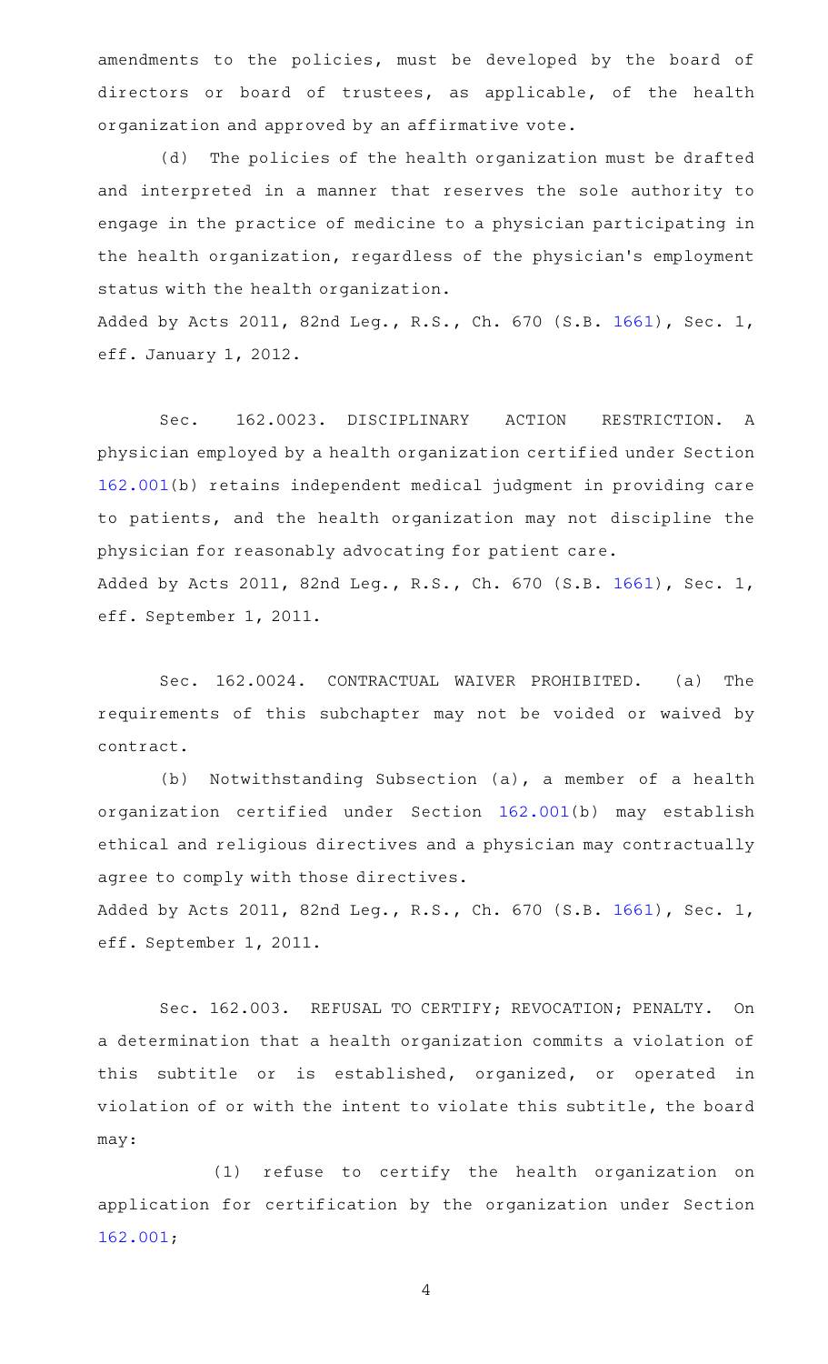amendments to the policies, must be developed by the board of directors or board of trustees, as applicable, of the health organization and approved by an affirmative vote.

(d) The policies of the health organization must be drafted and interpreted in a manner that reserves the sole authority to engage in the practice of medicine to a physician participating in the health organization, regardless of the physician's employment status with the health organization.

Added by Acts 2011, 82nd Leg., R.S., Ch. 670 (S.B. 1661), Sec. 1, eff. January 1, 2012.

Sec. 162.0023. DISCIPLINARY ACTION RESTRICTION. A physician employed by a health organization certified under Section 162.001(b) retains independent medical judgment in providing care to patients, and the health organization may not discipline the physician for reasonably advocating for patient care.

Added by Acts 2011, 82nd Leg., R.S., Ch. 670 (S.B. 1661), Sec. 1, eff. September 1, 2011.

Sec. 162.0024. CONTRACTUAL WAIVER PROHIBITED. (a) The requirements of this subchapter may not be voided or waived by contract.

(b) Notwithstanding Subsection (a), a member of a health organization certified under Section 162.001(b) may establish ethical and religious directives and a physician may contractually agree to comply with those directives.

Added by Acts 2011, 82nd Leg., R.S., Ch. 670 (S.B. 1661), Sec. 1, eff. September 1, 2011.

Sec. 162.003. REFUSAL TO CERTIFY; REVOCATION; PENALTY. On a determination that a health organization commits a violation of this subtitle or is established, organized, or operated in violation of or with the intent to violate this subtitle, the board may:

(1) refuse to certify the health organization on application for certification by the organization under Section 162.001;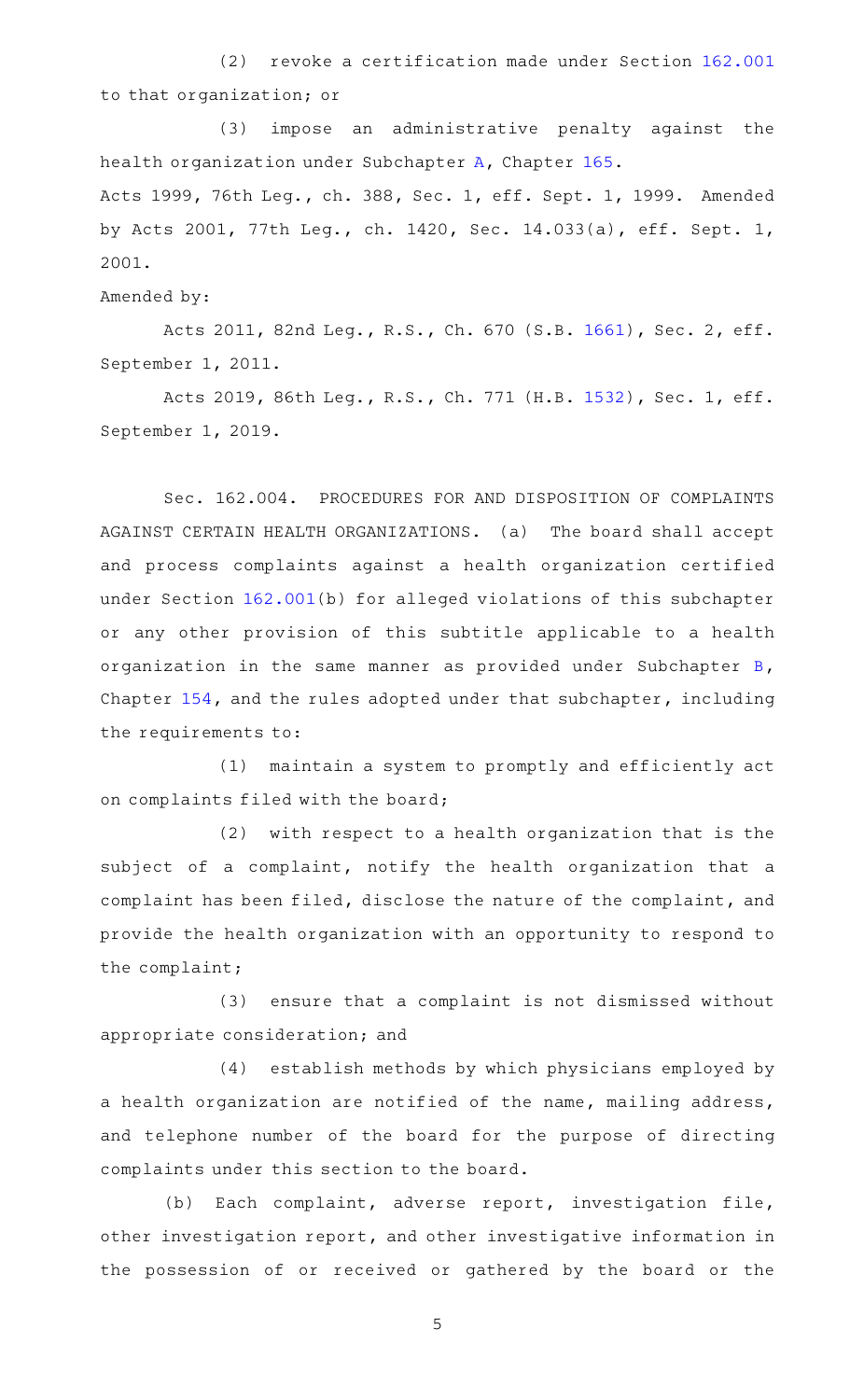(2) revoke a certification made under Section 162.001 to that organization; or

(3) impose an administrative penalty against the health organization under Subchapter A, Chapter 165.

Acts 1999, 76th Leg., ch. 388, Sec. 1, eff. Sept. 1, 1999. Amended by Acts 2001, 77th Leg., ch. 1420, Sec. 14.033(a), eff. Sept. 1, 2001.

Amended by:

Acts 2011, 82nd Leg., R.S., Ch. 670 (S.B. 1661), Sec. 2, eff. September 1, 2011.

Acts 2019, 86th Leg., R.S., Ch. 771 (H.B. 1532), Sec. 1, eff. September 1, 2019.

Sec. 162.004. PROCEDURES FOR AND DISPOSITION OF COMPLAINTS AGAINST CERTAIN HEALTH ORGANIZATIONS. (a) The board shall accept and process complaints against a health organization certified under Section 162.001(b) for alleged violations of this subchapter or any other provision of this subtitle applicable to a health organization in the same manner as provided under Subchapter B, Chapter 154, and the rules adopted under that subchapter, including the requirements to:

(1) maintain a system to promptly and efficiently act on complaints filed with the board;

(2) with respect to a health organization that is the subject of a complaint, notify the health organization that a complaint has been filed, disclose the nature of the complaint, and provide the health organization with an opportunity to respond to the complaint;

(3) ensure that a complaint is not dismissed without appropriate consideration; and

(4) establish methods by which physicians employed by a health organization are notified of the name, mailing address, and telephone number of the board for the purpose of directing complaints under this section to the board.

(b) Each complaint, adverse report, investigation file, other investigation report, and other investigative information in the possession of or received or gathered by the board or the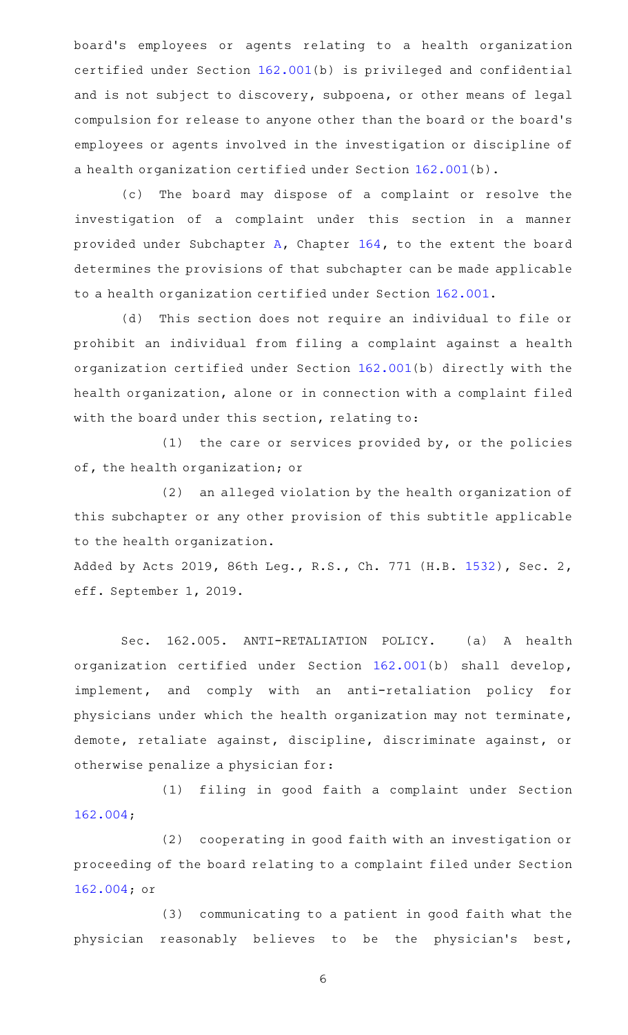board's employees or agents relating to a health organization certified under Section 162.001(b) is privileged and confidential and is not subject to discovery, subpoena, or other means of legal compulsion for release to anyone other than the board or the board's employees or agents involved in the investigation or discipline of a health organization certified under Section 162.001(b).

(c) The board may dispose of a complaint or resolve the investigation of a complaint under this section in a manner provided under Subchapter A, Chapter 164, to the extent the board determines the provisions of that subchapter can be made applicable to a health organization certified under Section 162.001.

(d) This section does not require an individual to file or prohibit an individual from filing a complaint against a health organization certified under Section 162.001(b) directly with the health organization, alone or in connection with a complaint filed with the board under this section, relating to:

(1) the care or services provided by, or the policies of, the health organization; or

(2) an alleged violation by the health organization of this subchapter or any other provision of this subtitle applicable to the health organization.

Added by Acts 2019, 86th Leg., R.S., Ch. 771 (H.B. 1532), Sec. 2, eff. September 1, 2019.

Sec. 162.005. ANTI-RETALIATION POLICY. (a) A health organization certified under Section 162.001(b) shall develop, implement, and comply with an anti-retaliation policy for physicians under which the health organization may not terminate, demote, retaliate against, discipline, discriminate against, or otherwise penalize a physician for:

(1) filing in good faith a complaint under Section 162.004;

(2) cooperating in good faith with an investigation or proceeding of the board relating to a complaint filed under Section 162.004; or

(3) communicating to a patient in good faith what the physician reasonably believes to be the physician's best,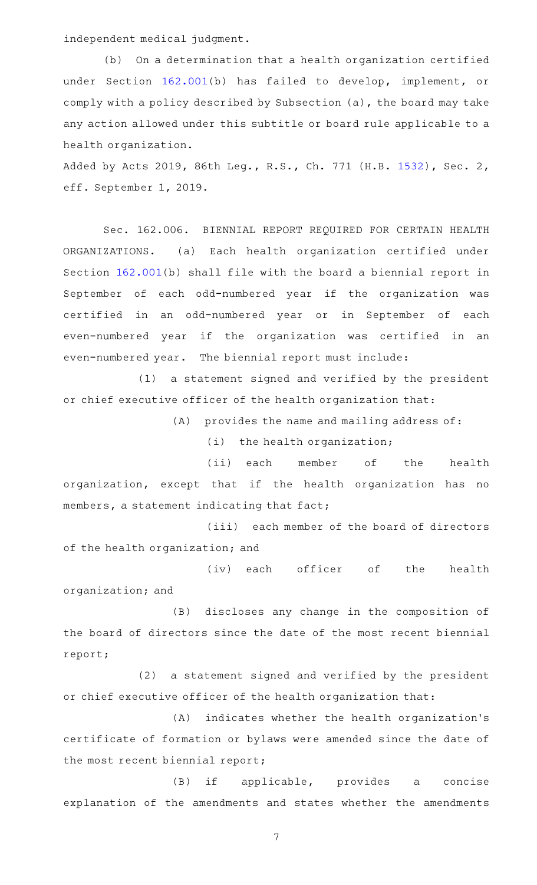independent medical judgment.

(b) On a determination that a health organization certified under Section 162.001(b) has failed to develop, implement, or comply with a policy described by Subsection (a), the board may take any action allowed under this subtitle or board rule applicable to a health organization.

Added by Acts 2019, 86th Leg., R.S., Ch. 771 (H.B. 1532), Sec. 2, eff. September 1, 2019.

Sec. 162.006. BIENNIAL REPORT REQUIRED FOR CERTAIN HEALTH ORGANIZATIONS. (a) Each health organization certified under Section 162.001(b) shall file with the board a biennial report in September of each odd-numbered year if the organization was certified in an odd-numbered year or in September of each even-numbered year if the organization was certified in an even-numbered year. The biennial report must include:

(1) a statement signed and verified by the president or chief executive officer of the health organization that:

(A) provides the name and mailing address of:

(i) the health organization;

(ii) each member of the health organization, except that if the health organization has no members, a statement indicating that fact;

(iii) each member of the board of directors of the health organization; and

(iv) each officer of the health organization; and

(B) discloses any change in the composition of the board of directors since the date of the most recent biennial report;

(2) a statement signed and verified by the president or chief executive officer of the health organization that:

(A) indicates whether the health organization's certificate of formation or bylaws were amended since the date of the most recent biennial report;

(B) if applicable, provides a concise explanation of the amendments and states whether the amendments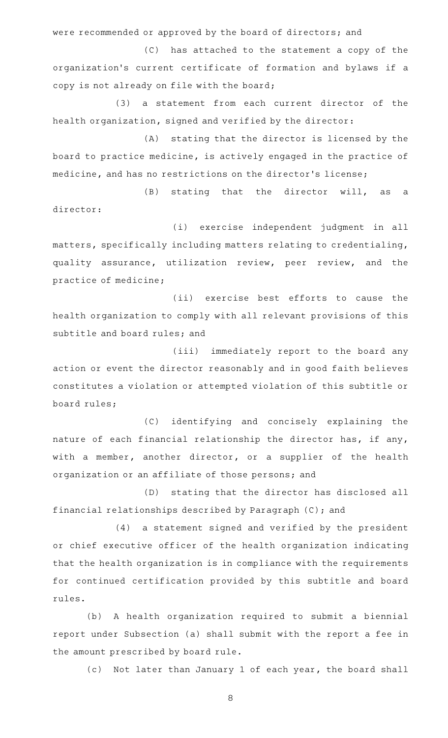were recommended or approved by the board of directors; and

(C) has attached to the statement a copy of the organization's current certificate of formation and bylaws if a copy is not already on file with the board;

(3) a statement from each current director of the health organization, signed and verified by the director:

(A) stating that the director is licensed by the board to practice medicine, is actively engaged in the practice of medicine, and has no restrictions on the director's license;

(B) stating that the director will, as a director:

(i) exercise independent judgment in all matters, specifically including matters relating to credentialing, quality assurance, utilization review, peer review, and the practice of medicine;

(ii) exercise best efforts to cause the health organization to comply with all relevant provisions of this subtitle and board rules; and

(iii) immediately report to the board any action or event the director reasonably and in good faith believes constitutes a violation or attempted violation of this subtitle or board rules;

(C) identifying and concisely explaining the nature of each financial relationship the director has, if any, with a member, another director, or a supplier of the health organization or an affiliate of those persons; and

(D) stating that the director has disclosed all financial relationships described by Paragraph (C); and

(4) a statement signed and verified by the president or chief executive officer of the health organization indicating that the health organization is in compliance with the requirements for continued certification provided by this subtitle and board rules.

(b) A health organization required to submit a biennial report under Subsection (a) shall submit with the report a fee in the amount prescribed by board rule.

(c) Not later than January 1 of each year, the board shall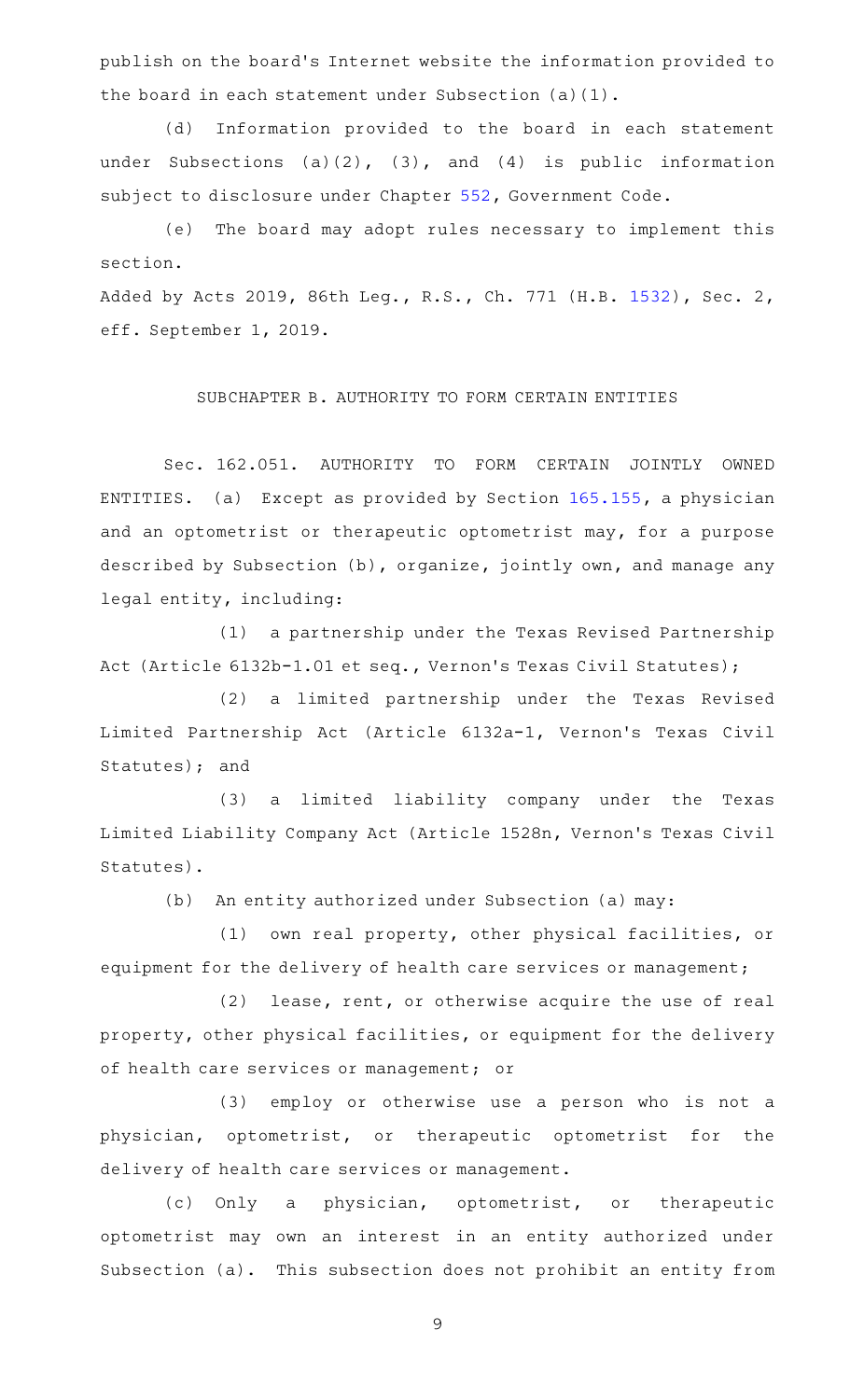publish on the board's Internet website the information provided to the board in each statement under Subsection (a)(1).

(d) Information provided to the board in each statement under Subsections (a)(2), (3), and (4) is public information subject to disclosure under Chapter 552, Government Code.

(e) The board may adopt rules necessary to implement this section.

Added by Acts 2019, 86th Leg., R.S., Ch. 771 (H.B. 1532), Sec. 2, eff. September 1, 2019.

SUBCHAPTER B. AUTHORITY TO FORM CERTAIN ENTITIES

Sec. 162.051. AUTHORITY TO FORM CERTAIN JOINTLY OWNED ENTITIES. (a) Except as provided by Section 165.155, a physician and an optometrist or therapeutic optometrist may, for a purpose described by Subsection (b), organize, jointly own, and manage any legal entity, including:

(1) a partnership under the Texas Revised Partnership Act (Article 6132b-1.01 et seq., Vernon's Texas Civil Statutes);

(2) a limited partnership under the Texas Revised Limited Partnership Act (Article 6132a-1, Vernon's Texas Civil Statutes); and

(3) a limited liability company under the Texas Limited Liability Company Act (Article 1528n, Vernon's Texas Civil Statutes).

(b) An entity authorized under Subsection (a) may:

(1) own real property, other physical facilities, or equipment for the delivery of health care services or management;

(2) lease, rent, or otherwise acquire the use of real property, other physical facilities, or equipment for the delivery of health care services or management; or

(3) employ or otherwise use a person who is not a physician, optometrist, or therapeutic optometrist for the delivery of health care services or management.

(c) Only a physician, optometrist, or therapeutic optometrist may own an interest in an entity authorized under Subsection (a). This subsection does not prohibit an entity from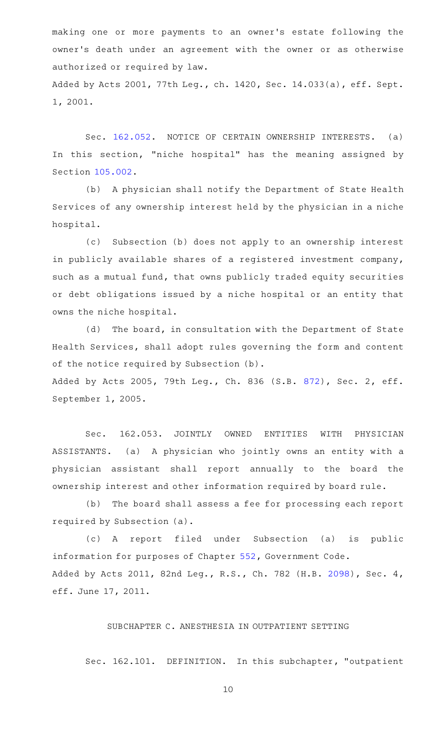making one or more payments to an owner's estate following the owner's death under an agreement with the owner or as otherwise authorized or required by law.

Added by Acts 2001, 77th Leg., ch. 1420, Sec. 14.033(a), eff. Sept. 1, 2001.

Sec. 162.052. NOTICE OF CERTAIN OWNERSHIP INTERESTS. (a) In this section, "niche hospital" has the meaning assigned by Section 105.002.

(b) A physician shall notify the Department of State Health Services of any ownership interest held by the physician in a niche hospital.

(c) Subsection (b) does not apply to an ownership interest in publicly available shares of a registered investment company, such as a mutual fund, that owns publicly traded equity securities or debt obligations issued by a niche hospital or an entity that owns the niche hospital.

(d) The board, in consultation with the Department of State Health Services, shall adopt rules governing the form and content of the notice required by Subsection (b).

Added by Acts 2005, 79th Leg., Ch. 836 (S.B. 872), Sec. 2, eff. September 1, 2005.

Sec. 162.053. JOINTLY OWNED ENTITIES WITH PHYSICIAN ASSISTANTS. (a) A physician who jointly owns an entity with a physician assistant shall report annually to the board the ownership interest and other information required by board rule.

(b) The board shall assess a fee for processing each report required by Subsection (a).

(c) A report filed under Subsection (a) is public information for purposes of Chapter 552, Government Code.

Added by Acts 2011, 82nd Leg., R.S., Ch. 782 (H.B. 2098), Sec. 4, eff. June 17, 2011.

## SUBCHAPTER C. ANESTHESIA IN OUTPATIENT SETTING

Sec. 162.101. DEFINITION. In this subchapter, "outpatient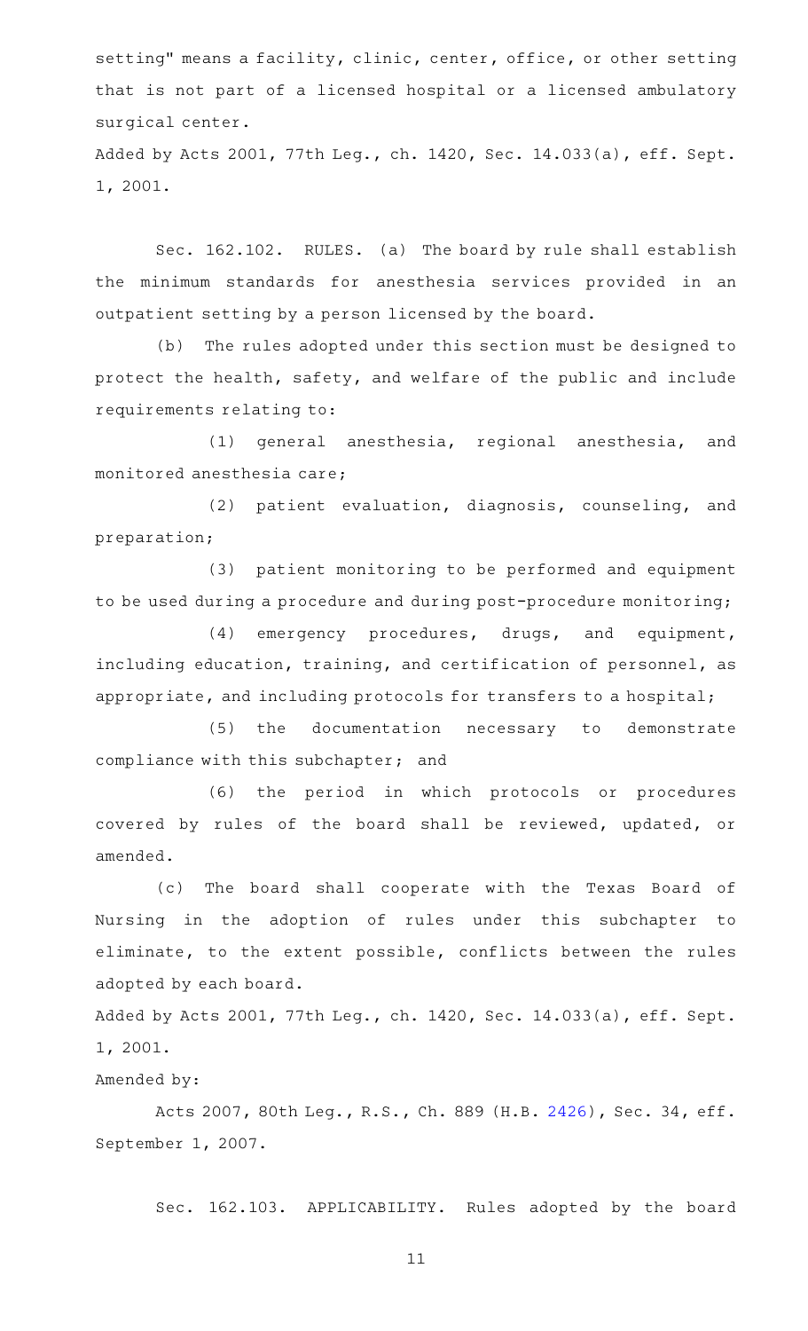setting" means a facility, clinic, center, office, or other setting that is not part of a licensed hospital or a licensed ambulatory surgical center.

Added by Acts 2001, 77th Leg., ch. 1420, Sec. 14.033(a), eff. Sept. 1, 2001.

Sec. 162.102. RULES. (a) The board by rule shall establish the minimum standards for anesthesia services provided in an outpatient setting by a person licensed by the board.

(b) The rules adopted under this section must be designed to protect the health, safety, and welfare of the public and include requirements relating to:

(1) general anesthesia, regional anesthesia, and monitored anesthesia care;

(2) patient evaluation, diagnosis, counseling, and preparation;

(3) patient monitoring to be performed and equipment to be used during a procedure and during post-procedure monitoring;

(4) emergency procedures, drugs, and equipment, including education, training, and certification of personnel, as appropriate, and including protocols for transfers to a hospital;

(5) the documentation necessary to demonstrate compliance with this subchapter; and

(6) the period in which protocols or procedures covered by rules of the board shall be reviewed, updated, or amended.

(c) The board shall cooperate with the Texas Board of Nursing in the adoption of rules under this subchapter to eliminate, to the extent possible, conflicts between the rules adopted by each board.

Added by Acts 2001, 77th Leg., ch. 1420, Sec. 14.033(a), eff. Sept. 1, 2001.

Amended by:

Acts 2007, 80th Leg., R.S., Ch. 889 (H.B. 2426), Sec. 34, eff. September 1, 2007.

Sec. 162.103. APPLICABILITY. Rules adopted by the board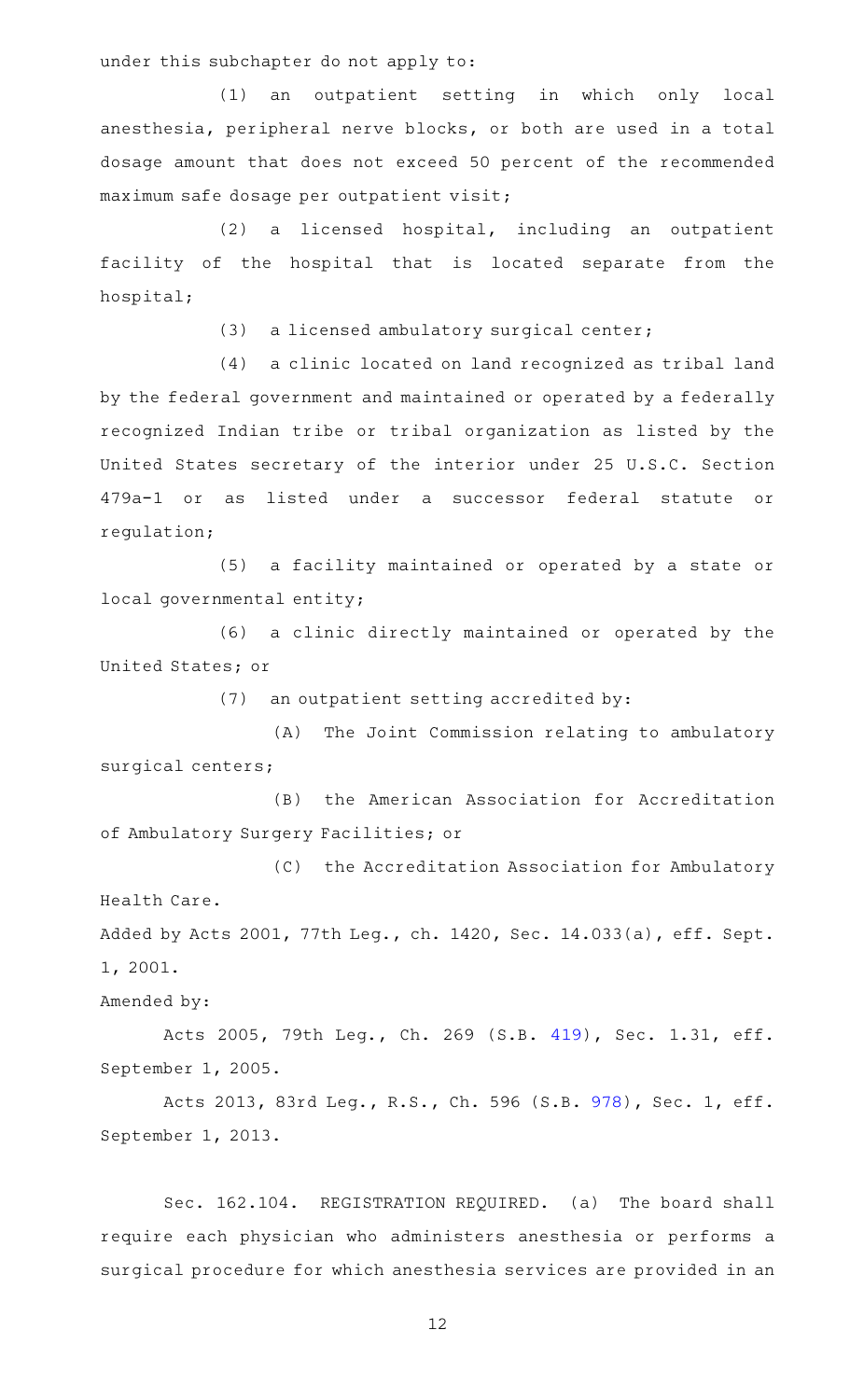under this subchapter do not apply to:

(1) an outpatient setting in which only local anesthesia, peripheral nerve blocks, or both are used in a total dosage amount that does not exceed 50 percent of the recommended maximum safe dosage per outpatient visit;

(2) a licensed hospital, including an outpatient facility of the hospital that is located separate from the hospital;

(3) a licensed ambulatory surgical center;

(4) a clinic located on land recognized as tribal land by the federal government and maintained or operated by a federally recognized Indian tribe or tribal organization as listed by the United States secretary of the interior under 25 U.S.C. Section 479a-1 or as listed under a successor federal statute or regulation;

(5) a facility maintained or operated by a state or local governmental entity;

(6) a clinic directly maintained or operated by the United States; or

(7) an outpatient setting accredited by:

(A) The Joint Commission relating to ambulatory surgical centers;

(B) the American Association for Accreditation of Ambulatory Surgery Facilities; or

(C) the Accreditation Association for Ambulatory Health Care.

Added by Acts 2001, 77th Leg., ch. 1420, Sec. 14.033(a), eff. Sept. 1, 2001.

Amended by:

Acts 2005, 79th Leg., Ch. 269 (S.B. 419), Sec. 1.31, eff. September 1, 2005.

Acts 2013, 83rd Leg., R.S., Ch. 596 (S.B. 978), Sec. 1, eff. September 1, 2013.

Sec. 162.104. REGISTRATION REQUIRED. (a) The board shall require each physician who administers anesthesia or performs a surgical procedure for which anesthesia services are provided in an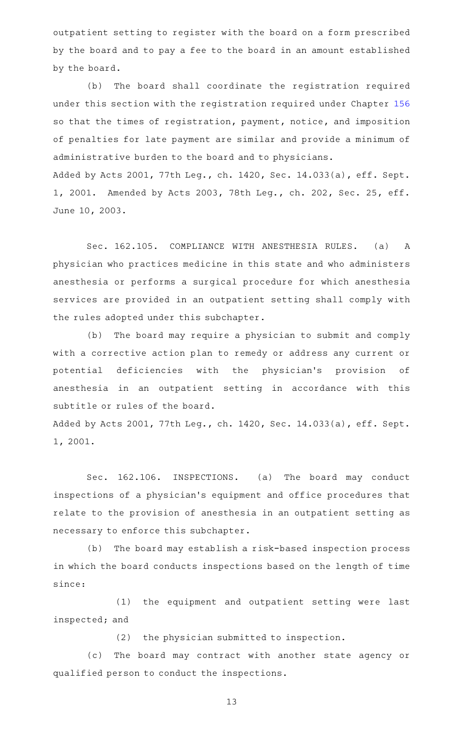outpatient setting to register with the board on a form prescribed by the board and to pay a fee to the board in an amount established by the board.

(b) The board shall coordinate the registration required under this section with the registration required under Chapter 156 so that the times of registration, payment, notice, and imposition of penalties for late payment are similar and provide a minimum of administrative burden to the board and to physicians.

Added by Acts 2001, 77th Leg., ch. 1420, Sec. 14.033(a), eff. Sept. 1, 2001. Amended by Acts 2003, 78th Leg., ch. 202, Sec. 25, eff. June 10, 2003.

Sec. 162.105. COMPLIANCE WITH ANESTHESIA RULES. (a) A physician who practices medicine in this state and who administers anesthesia or performs a surgical procedure for which anesthesia services are provided in an outpatient setting shall comply with the rules adopted under this subchapter.

(b) The board may require a physician to submit and comply with a corrective action plan to remedy or address any current or potential deficiencies with the physician's provision of anesthesia in an outpatient setting in accordance with this subtitle or rules of the board.

Added by Acts 2001, 77th Leg., ch. 1420, Sec. 14.033(a), eff. Sept. 1, 2001.

Sec. 162.106. INSPECTIONS. (a) The board may conduct inspections of a physician's equipment and office procedures that relate to the provision of anesthesia in an outpatient setting as necessary to enforce this subchapter.

(b) The board may establish a risk-based inspection process in which the board conducts inspections based on the length of time since:

(1) the equipment and outpatient setting were last inspected; and

(2) the physician submitted to inspection.

(c) The board may contract with another state agency or qualified person to conduct the inspections.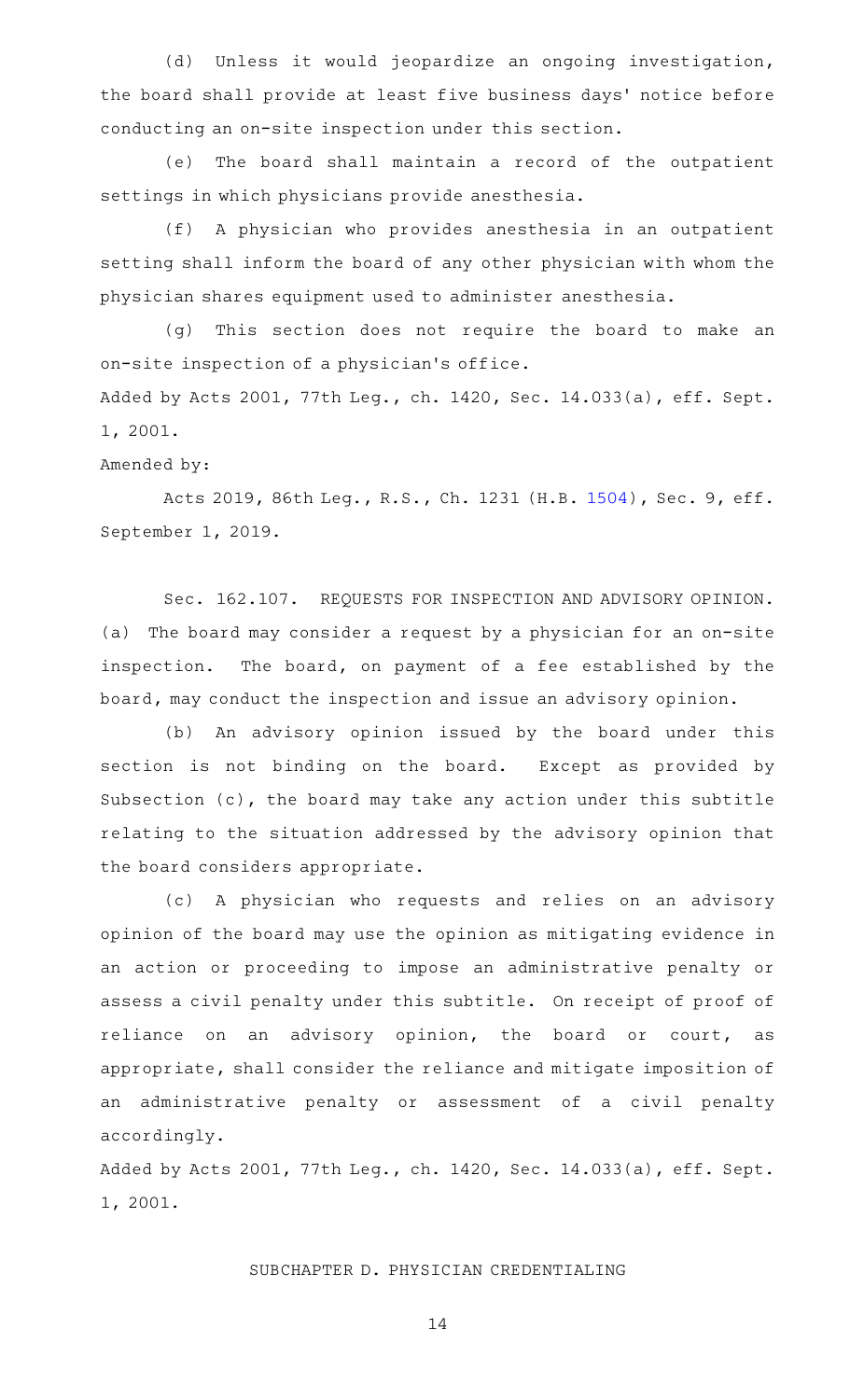(d) Unless it would jeopardize an ongoing investigation, the board shall provide at least five business days' notice before conducting an on-site inspection under this section.

(e) The board shall maintain a record of the outpatient settings in which physicians provide anesthesia.

(f) A physician who provides anesthesia in an outpatient setting shall inform the board of any other physician with whom the physician shares equipment used to administer anesthesia.

(g) This section does not require the board to make an on-site inspection of a physician's office.

Added by Acts 2001, 77th Leg., ch. 1420, Sec. 14.033(a), eff. Sept. 1, 2001.

Amended by:

Acts 2019, 86th Leg., R.S., Ch. 1231 (H.B. 1504), Sec. 9, eff. September 1, 2019.

Sec. 162.107. REQUESTS FOR INSPECTION AND ADVISORY OPINION. (a) The board may consider a request by a physician for an on-site inspection. The board, on payment of a fee established by the board, may conduct the inspection and issue an advisory opinion.

(b) An advisory opinion issued by the board under this section is not binding on the board. Except as provided by Subsection (c), the board may take any action under this subtitle relating to the situation addressed by the advisory opinion that the board considers appropriate.

(c) A physician who requests and relies on an advisory opinion of the board may use the opinion as mitigating evidence in an action or proceeding to impose an administrative penalty or assess a civil penalty under this subtitle. On receipt of proof of reliance on an advisory opinion, the board or court, as appropriate, shall consider the reliance and mitigate imposition of an administrative penalty or assessment of a civil penalty accordingly.

Added by Acts 2001, 77th Leg., ch. 1420, Sec. 14.033(a), eff. Sept. 1, 2001.

## SUBCHAPTER D. PHYSICIAN CREDENTIALING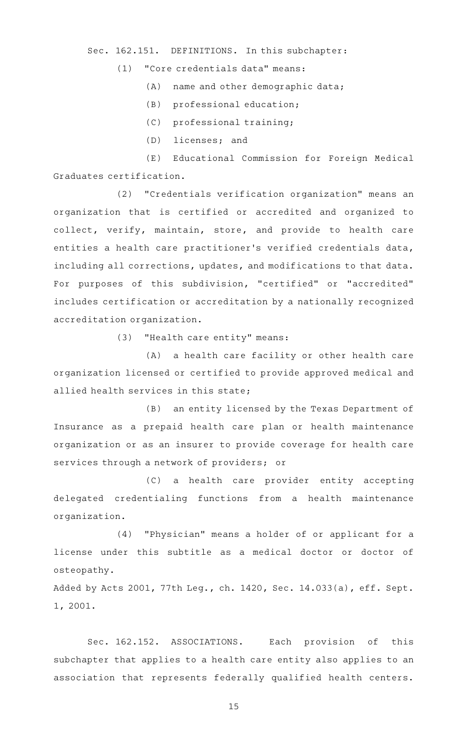Sec. 162.151. DEFINITIONS. In this subchapter:

(1) "Core credentials data" means:

(A) name and other demographic data;

(B) professional education;

(C) professional training;

(D) licenses; and

(E) Educational Commission for Foreign Medical Graduates certification.

(2) "Credentials verification organization" means an organization that is certified or accredited and organized to collect, verify, maintain, store, and provide to health care entities a health care practitioner's verified credentials data, including all corrections, updates, and modifications to that data. For purposes of this subdivision, "certified" or "accredited" includes certification or accreditation by a nationally recognized accreditation organization.

(3) "Health care entity" means:

(A) a health care facility or other health care organization licensed or certified to provide approved medical and allied health services in this state;

(B) an entity licensed by the Texas Department of Insurance as a prepaid health care plan or health maintenance organization or as an insurer to provide coverage for health care services through a network of providers; or

(C) a health care provider entity accepting delegated credentialing functions from a health maintenance organization.

(4) "Physician" means a holder of or applicant for a license under this subtitle as a medical doctor or doctor of osteopathy.

Added by Acts 2001, 77th Leg., ch. 1420, Sec. 14.033(a), eff. Sept. 1, 2001.

Sec. 162.152. ASSOCIATIONS. Each provision of this subchapter that applies to a health care entity also applies to an association that represents federally qualified health centers.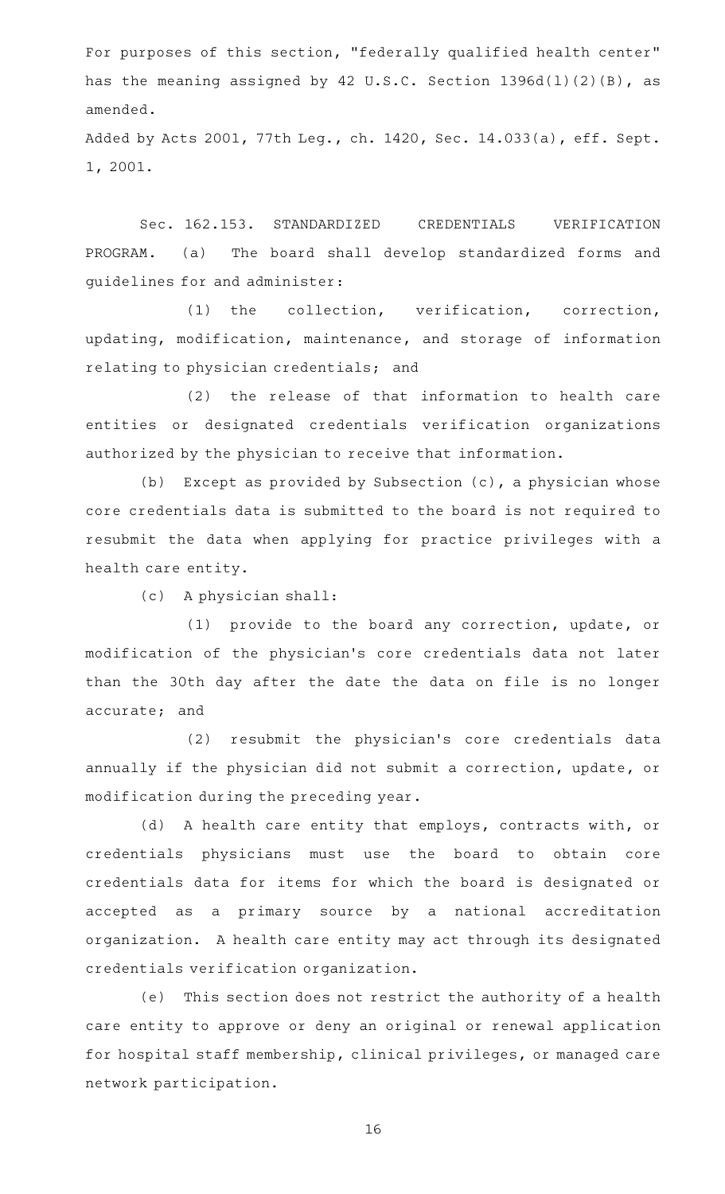For purposes of this section, "federally qualified health center" has the meaning assigned by 42 U.S.C. Section 1396d(l)(2)(B), as amended.

Added by Acts 2001, 77th Leg., ch. 1420, Sec. 14.033(a), eff. Sept. 1, 2001.

Sec. 162.153. STANDARDIZED CREDENTIALS VERIFICATION PROGRAM. (a) The board shall develop standardized forms and guidelines for and administer:

(1) the collection, verification, correction, updating, modification, maintenance, and storage of information relating to physician credentials; and

(2) the release of that information to health care entities or designated credentials verification organizations authorized by the physician to receive that information.

(b) Except as provided by Subsection (c), a physician whose core credentials data is submitted to the board is not required to resubmit the data when applying for practice privileges with a health care entity.

(c) A physician shall:

(1) provide to the board any correction, update, or modification of the physician's core credentials data not later than the 30th day after the date the data on file is no longer accurate; and

(2) resubmit the physician's core credentials data annually if the physician did not submit a correction, update, or modification during the preceding year.

(d) A health care entity that employs, contracts with, or credentials physicians must use the board to obtain core credentials data for items for which the board is designated or accepted as a primary source by a national accreditation organization. A health care entity may act through its designated credentials verification organization.

(e) This section does not restrict the authority of a health care entity to approve or deny an original or renewal application for hospital staff membership, clinical privileges, or managed care network participation.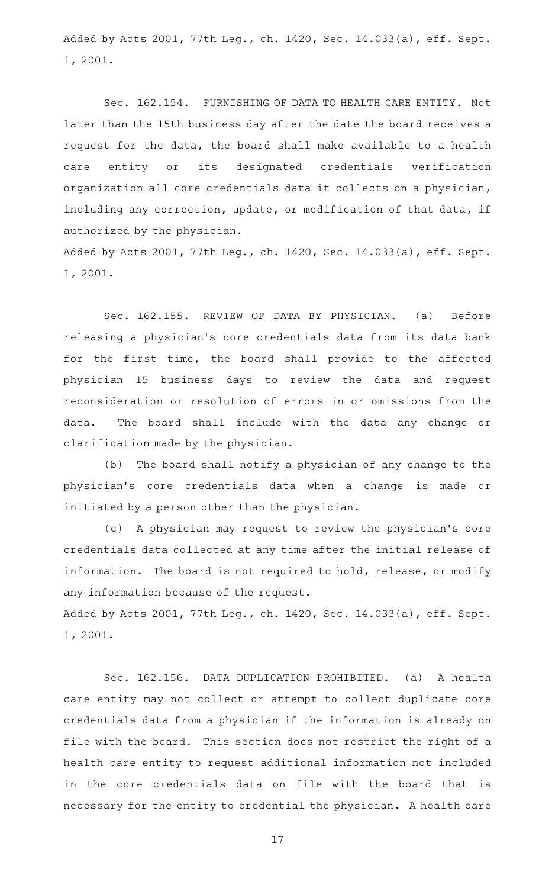Added by Acts 2001, 77th Leg., ch. 1420, Sec. 14.033(a), eff. Sept. 1, 2001.

Sec. 162.154. FURNISHING OF DATA TO HEALTH CARE ENTITY. Not later than the 15th business day after the date the board receives a request for the data, the board shall make available to a health care entity or its designated credentials verification organization all core credentials data it collects on a physician, including any correction, update, or modification of that data, if authorized by the physician.

Added by Acts 2001, 77th Leg., ch. 1420, Sec. 14.033(a), eff. Sept. 1, 2001.

Sec. 162.155. REVIEW OF DATA BY PHYSICIAN. (a) Before releasing a physician's core credentials data from its data bank for the first time, the board shall provide to the affected physician 15 business days to review the data and request reconsideration or resolution of errors in or omissions from the data. The board shall include with the data any change or clarification made by the physician.

(b) The board shall notify a physician of any change to the physician's core credentials data when a change is made or initiated by a person other than the physician.

(c) A physician may request to review the physician's core credentials data collected at any time after the initial release of information. The board is not required to hold, release, or modify any information because of the request.

Added by Acts 2001, 77th Leg., ch. 1420, Sec. 14.033(a), eff. Sept. 1, 2001.

Sec. 162.156. DATA DUPLICATION PROHIBITED. (a) A health care entity may not collect or attempt to collect duplicate core credentials data from a physician if the information is already on file with the board. This section does not restrict the right of a health care entity to request additional information not included in the core credentials data on file with the board that is necessary for the entity to credential the physician. A health care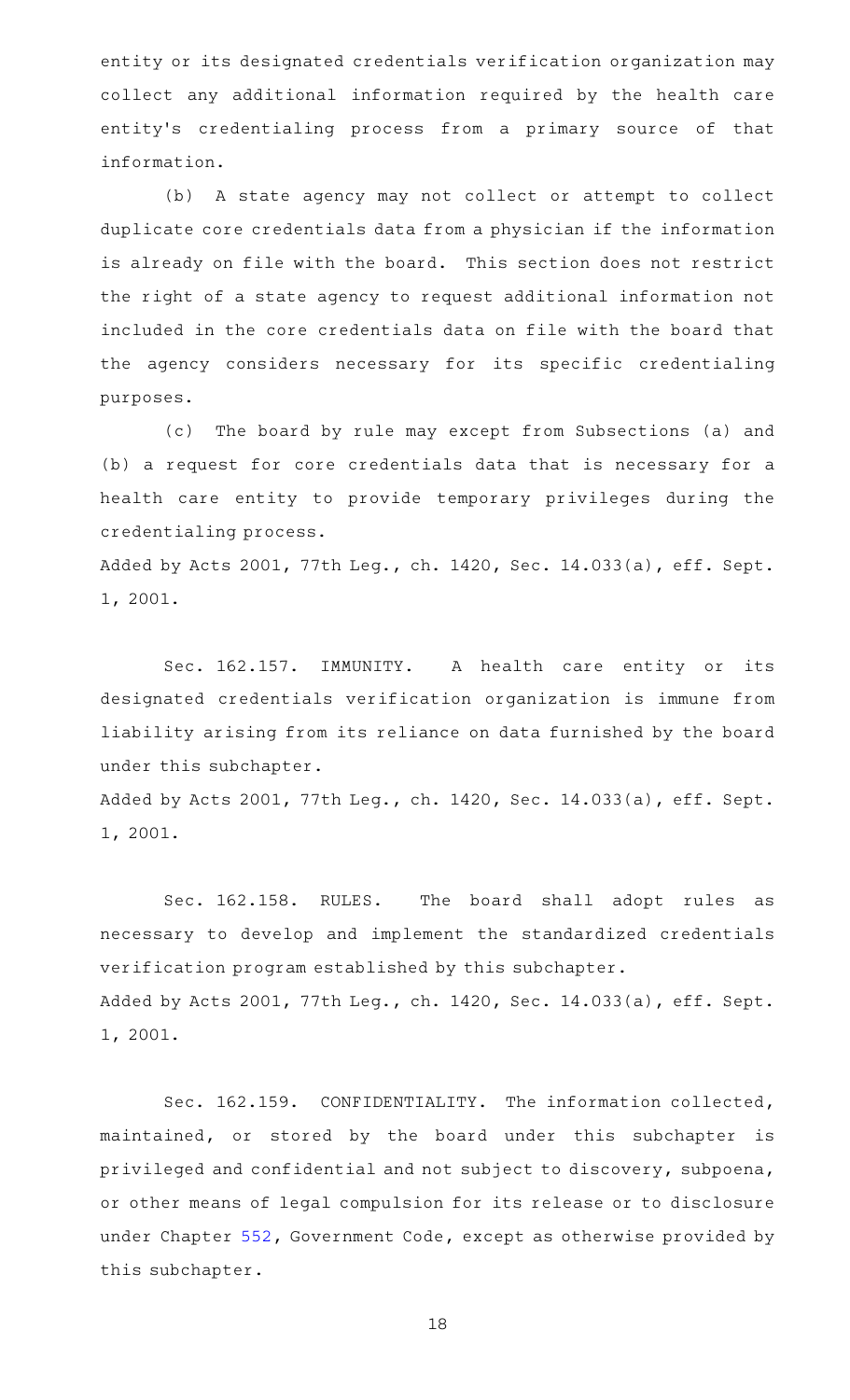entity or its designated credentials verification organization may collect any additional information required by the health care entity's credentialing process from a primary source of that information.

(b) A state agency may not collect or attempt to collect duplicate core credentials data from a physician if the information is already on file with the board. This section does not restrict the right of a state agency to request additional information not included in the core credentials data on file with the board that the agency considers necessary for its specific credentialing purposes.

(c) The board by rule may except from Subsections (a) and (b) a request for core credentials data that is necessary for a health care entity to provide temporary privileges during the credentialing process.

Added by Acts 2001, 77th Leg., ch. 1420, Sec. 14.033(a), eff. Sept. 1, 2001.

Sec. 162.157. IMMUNITY. A health care entity or its designated credentials verification organization is immune from liability arising from its reliance on data furnished by the board under this subchapter.

Added by Acts 2001, 77th Leg., ch. 1420, Sec. 14.033(a), eff. Sept. 1, 2001.

Sec. 162.158. RULES. The board shall adopt rules as necessary to develop and implement the standardized credentials verification program established by this subchapter.

Added by Acts 2001, 77th Leg., ch. 1420, Sec. 14.033(a), eff. Sept. 1, 2001.

Sec. 162.159. CONFIDENTIALITY. The information collected, maintained, or stored by the board under this subchapter is privileged and confidential and not subject to discovery, subpoena, or other means of legal compulsion for its release or to disclosure under Chapter 552, Government Code, except as otherwise provided by this subchapter.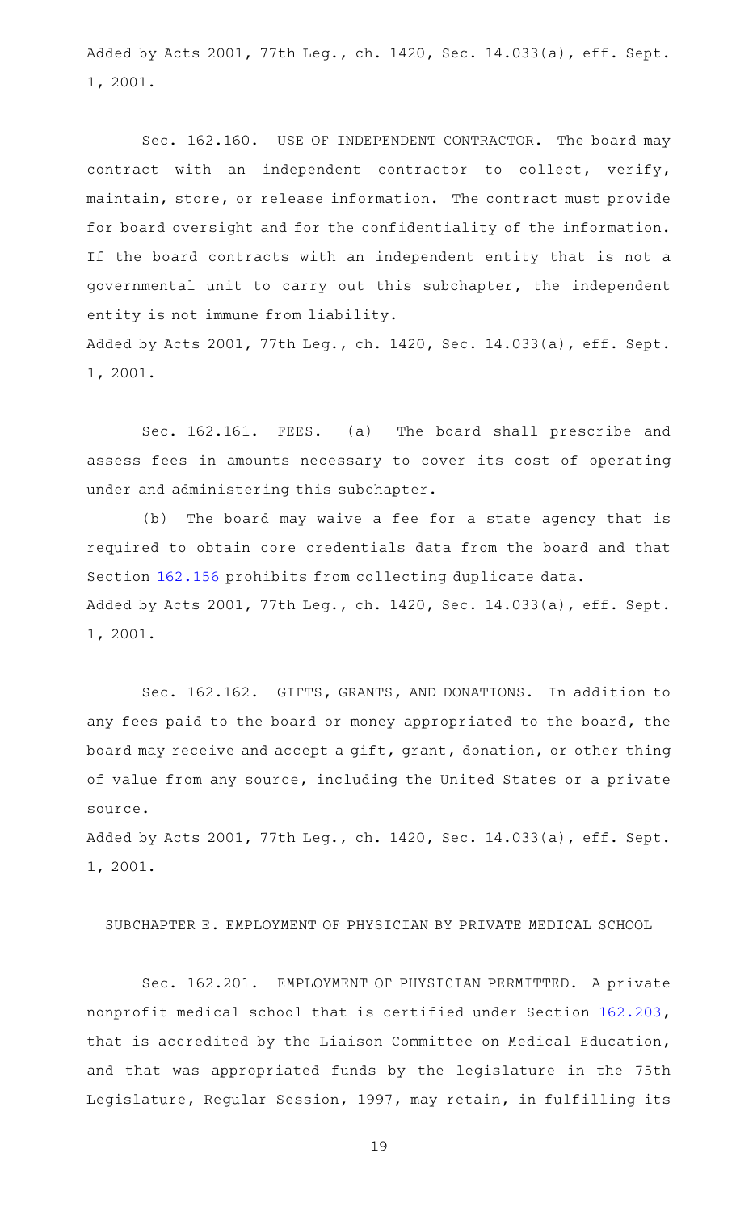Added by Acts 2001, 77th Leg., ch. 1420, Sec. 14.033(a), eff. Sept. 1, 2001.

Sec. 162.160. USE OF INDEPENDENT CONTRACTOR. The board may contract with an independent contractor to collect, verify, maintain, store, or release information. The contract must provide for board oversight and for the confidentiality of the information. If the board contracts with an independent entity that is not a governmental unit to carry out this subchapter, the independent entity is not immune from liability.

Added by Acts 2001, 77th Leg., ch. 1420, Sec. 14.033(a), eff. Sept. 1, 2001.

Sec. 162.161. FEES. (a) The board shall prescribe and assess fees in amounts necessary to cover its cost of operating under and administering this subchapter.

(b) The board may waive a fee for a state agency that is required to obtain core credentials data from the board and that Section 162.156 prohibits from collecting duplicate data.

Added by Acts 2001, 77th Leg., ch. 1420, Sec. 14.033(a), eff. Sept. 1, 2001.

Sec. 162.162. GIFTS, GRANTS, AND DONATIONS. In addition to any fees paid to the board or money appropriated to the board, the board may receive and accept a gift, grant, donation, or other thing of value from any source, including the United States or a private source.

Added by Acts 2001, 77th Leg., ch. 1420, Sec. 14.033(a), eff. Sept. 1, 2001.

SUBCHAPTER E. EMPLOYMENT OF PHYSICIAN BY PRIVATE MEDICAL SCHOOL

Sec. 162.201. EMPLOYMENT OF PHYSICIAN PERMITTED. A private nonprofit medical school that is certified under Section 162.203, that is accredited by the Liaison Committee on Medical Education, and that was appropriated funds by the legislature in the 75th Legislature, Regular Session, 1997, may retain, in fulfilling its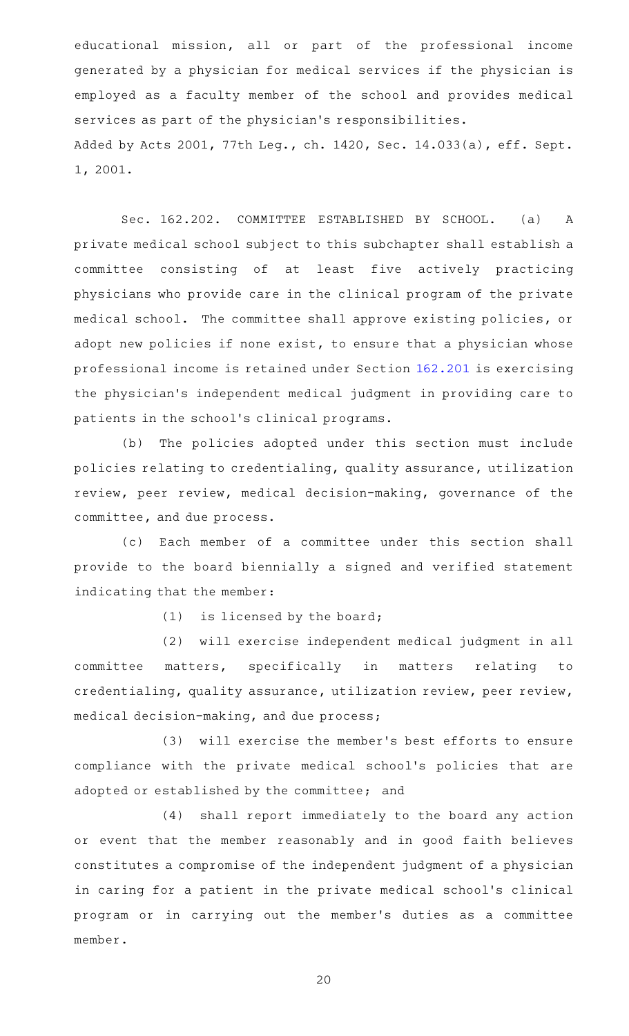educational mission, all or part of the professional income generated by a physician for medical services if the physician is employed as a faculty member of the school and provides medical services as part of the physician's responsibilities.

Added by Acts 2001, 77th Leg., ch. 1420, Sec. 14.033(a), eff. Sept. 1, 2001.

Sec. 162.202. COMMITTEE ESTABLISHED BY SCHOOL. (a) A private medical school subject to this subchapter shall establish a committee consisting of at least five actively practicing physicians who provide care in the clinical program of the private medical school. The committee shall approve existing policies, or adopt new policies if none exist, to ensure that a physician whose professional income is retained under Section 162.201 is exercising the physician's independent medical judgment in providing care to patients in the school's clinical programs.

(b) The policies adopted under this section must include policies relating to credentialing, quality assurance, utilization review, peer review, medical decision-making, governance of the committee, and due process.

(c) Each member of a committee under this section shall provide to the board biennially a signed and verified statement indicating that the member:

(1) is licensed by the board;

(2) will exercise independent medical judgment in all committee matters, specifically in matters relating to credentialing, quality assurance, utilization review, peer review, medical decision-making, and due process;

(3) will exercise the member's best efforts to ensure compliance with the private medical school's policies that are adopted or established by the committee; and

(4) shall report immediately to the board any action or event that the member reasonably and in good faith believes constitutes a compromise of the independent judgment of a physician in caring for a patient in the private medical school's clinical program or in carrying out the member's duties as a committee member.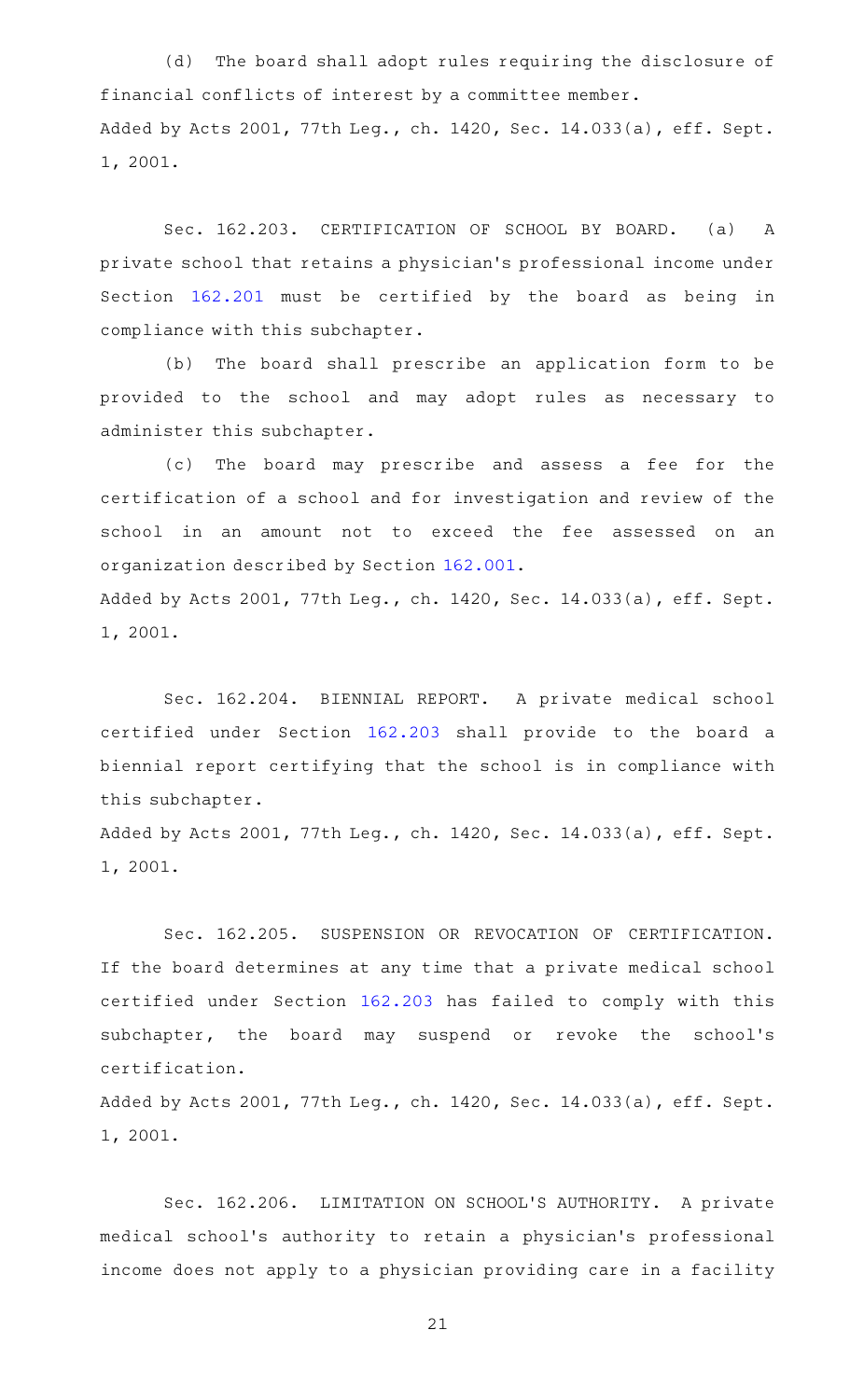(d) The board shall adopt rules requiring the disclosure of financial conflicts of interest by a committee member.
Added by Acts 2001, 77th Leg., ch. 1420, Sec. 14.033(a), eff. Sept. 1, 2001.

Sec. 162.203. CERTIFICATION OF SCHOOL BY BOARD. (a) A private school that retains a physician's professional income under Section 162.201 must be certified by the board as being in compliance with this subchapter.

(b) The board shall prescribe an application form to be provided to the school and may adopt rules as necessary to administer this subchapter.

(c) The board may prescribe and assess a fee for the certification of a school and for investigation and review of the school in an amount not to exceed the fee assessed on an organization described by Section 162.001.
Added by Acts 2001, 77th Leg., ch. 1420, Sec. 14.033(a), eff. Sept. 1, 2001.

Sec. 162.204. BIENNIAL REPORT. A private medical school certified under Section 162.203 shall provide to the board a biennial report certifying that the school is in compliance with this subchapter.
Added by Acts 2001, 77th Leg., ch. 1420, Sec. 14.033(a), eff. Sept. 1, 2001.

Sec. 162.205. SUSPENSION OR REVOCATION OF CERTIFICATION. If the board determines at any time that a private medical school certified under Section 162.203 has failed to comply with this subchapter, the board may suspend or revoke the school's certification.
Added by Acts 2001, 77th Leg., ch. 1420, Sec. 14.033(a), eff. Sept. 1, 2001.

Sec. 162.206. LIMITATION ON SCHOOL'S AUTHORITY. A private medical school's authority to retain a physician's professional income does not apply to a physician providing care in a facility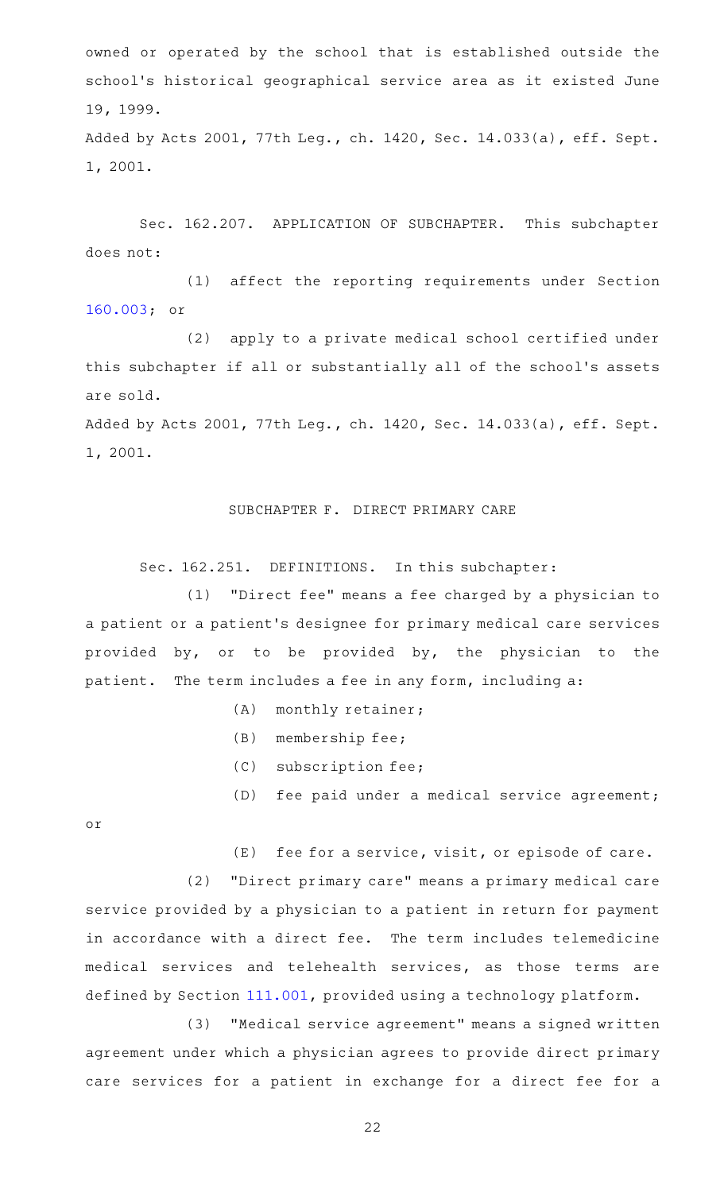owned or operated by the school that is established outside the school's historical geographical service area as it existed June 19, 1999.

Added by Acts 2001, 77th Leg., ch. 1420, Sec. 14.033(a), eff. Sept. 1, 2001.

Sec. 162.207. APPLICATION OF SUBCHAPTER. This subchapter does not:

(1) affect the reporting requirements under Section 160.003; or

(2) apply to a private medical school certified under this subchapter if all or substantially all of the school's assets are sold.

Added by Acts 2001, 77th Leg., ch. 1420, Sec. 14.033(a), eff. Sept. 1, 2001.

SUBCHAPTER F. DIRECT PRIMARY CARE

Sec. 162.251. DEFINITIONS. In this subchapter:

(1) "Direct fee" means a fee charged by a physician to a patient or a patient's designee for primary medical care services provided by, or to be provided by, the physician to the patient. The term includes a fee in any form, including a:

(A) monthly retainer;

(B) membership fee;

(C) subscription fee;

(D) fee paid under a medical service agreement; or

(E) fee for a service, visit, or episode of care.

(2) "Direct primary care" means a primary medical care service provided by a physician to a patient in return for payment in accordance with a direct fee. The term includes telemedicine medical services and telehealth services, as those terms are defined by Section 111.001, provided using a technology platform.

(3) "Medical service agreement" means a signed written agreement under which a physician agrees to provide direct primary care services for a patient in exchange for a direct fee for a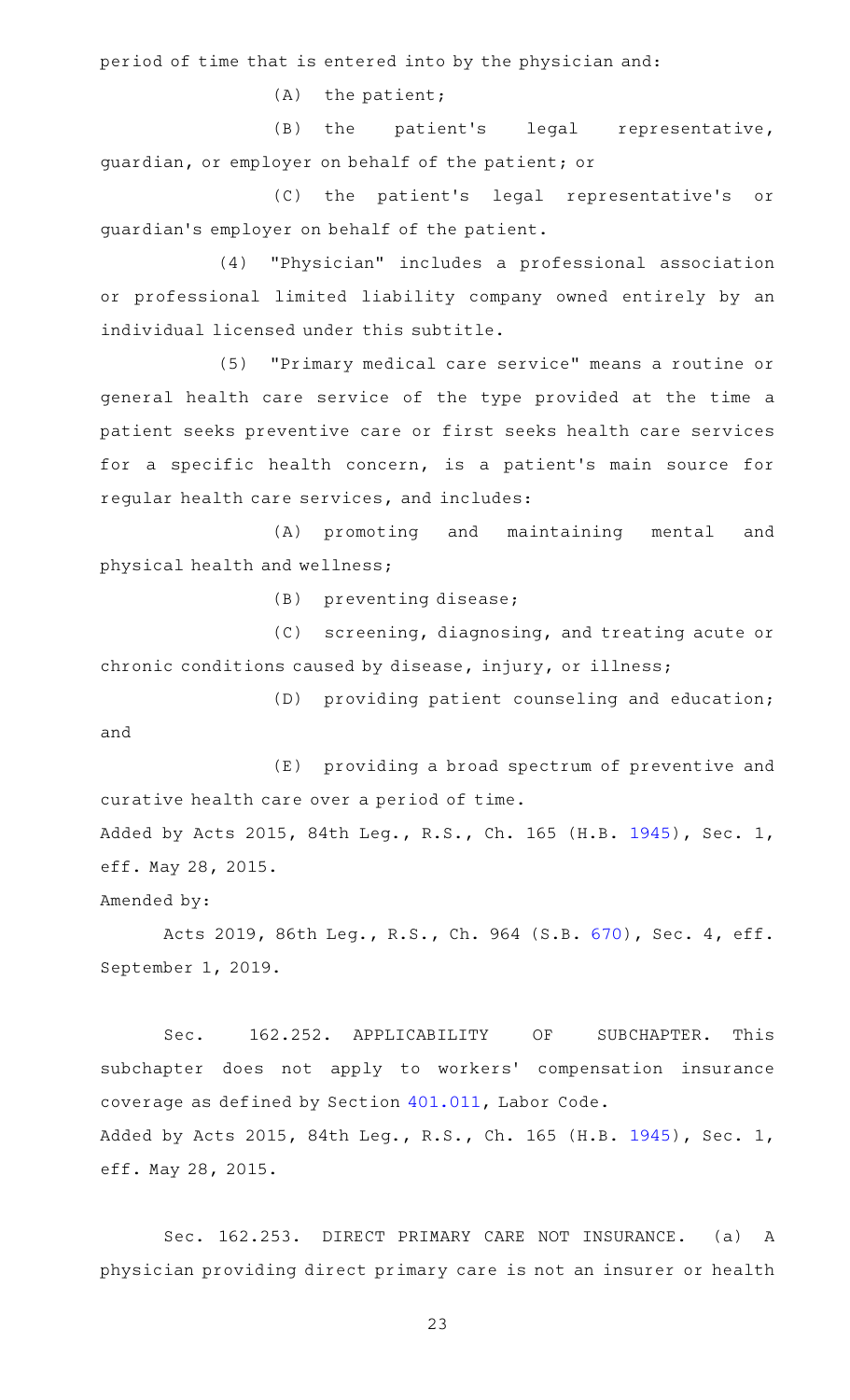period of time that is entered into by the physician and:

(A) the patient;

(B) the patient's legal representative, guardian, or employer on behalf of the patient; or

(C) the patient's legal representative's or guardian's employer on behalf of the patient.

(4) "Physician" includes a professional association or professional limited liability company owned entirely by an individual licensed under this subtitle.

(5) "Primary medical care service" means a routine or general health care service of the type provided at the time a patient seeks preventive care or first seeks health care services for a specific health concern, is a patient's main source for regular health care services, and includes:

(A) promoting and maintaining mental and physical health and wellness;

(B) preventing disease;

(C) screening, diagnosing, and treating acute or chronic conditions caused by disease, injury, or illness;

(D) providing patient counseling and education; and

(E) providing a broad spectrum of preventive and curative health care over a period of time.

Added by Acts 2015, 84th Leg., R.S., Ch. 165 (H.B. 1945), Sec. 1, eff. May 28, 2015.

Amended by:

Acts 2019, 86th Leg., R.S., Ch. 964 (S.B. 670), Sec. 4, eff. September 1, 2019.

Sec. 162.252. APPLICABILITY OF SUBCHAPTER. This subchapter does not apply to workers' compensation insurance coverage as defined by Section 401.011, Labor Code.

Added by Acts 2015, 84th Leg., R.S., Ch. 165 (H.B. 1945), Sec. 1, eff. May 28, 2015.

Sec. 162.253. DIRECT PRIMARY CARE NOT INSURANCE. (a) A physician providing direct primary care is not an insurer or health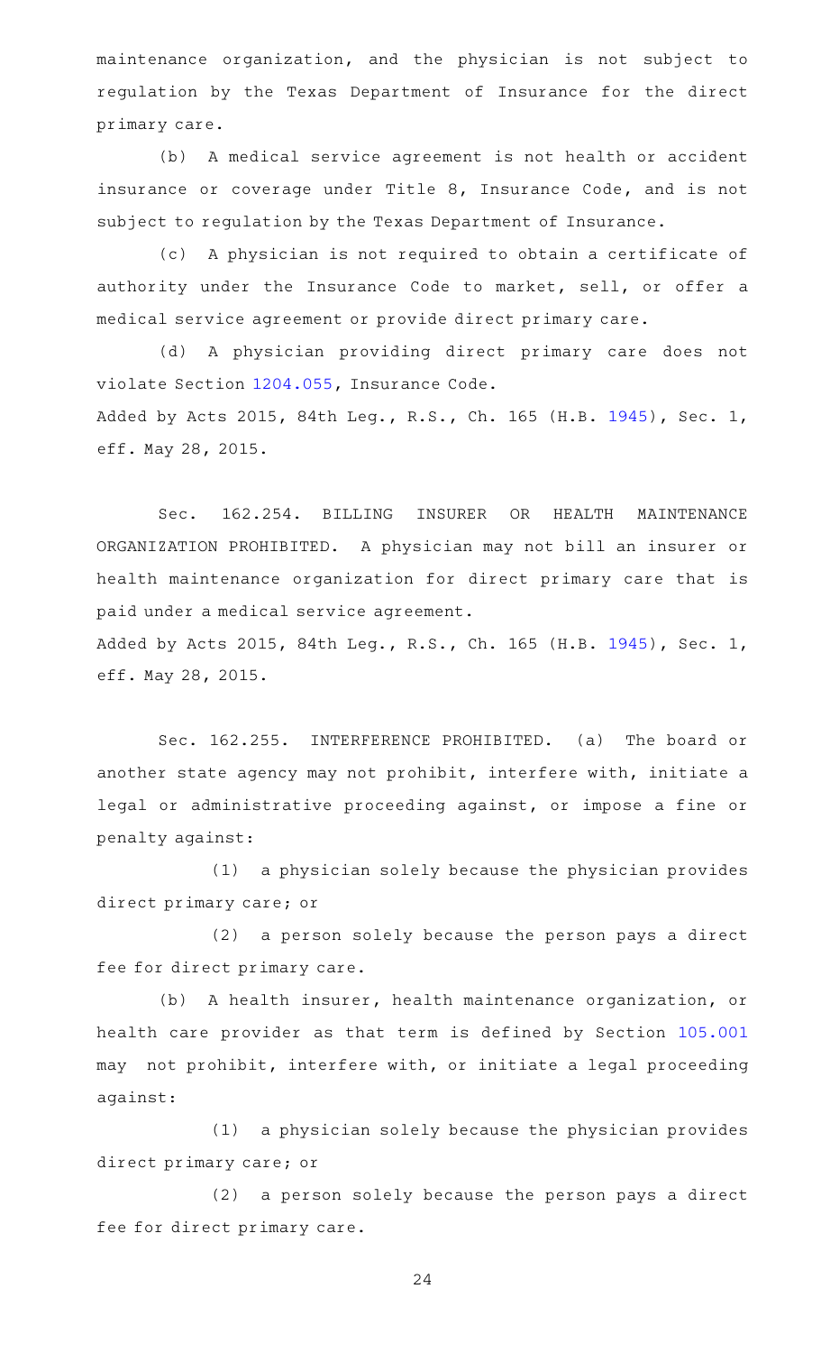maintenance organization, and the physician is not subject to regulation by the Texas Department of Insurance for the direct primary care.

(b) A medical service agreement is not health or accident insurance or coverage under Title 8, Insurance Code, and is not subject to regulation by the Texas Department of Insurance.

(c) A physician is not required to obtain a certificate of authority under the Insurance Code to market, sell, or offer a medical service agreement or provide direct primary care.

(d) A physician providing direct primary care does not violate Section 1204.055, Insurance Code.

Added by Acts 2015, 84th Leg., R.S., Ch. 165 (H.B. 1945), Sec. 1, eff. May 28, 2015.

Sec. 162.254. BILLING INSURER OR HEALTH MAINTENANCE ORGANIZATION PROHIBITED. A physician may not bill an insurer or health maintenance organization for direct primary care that is paid under a medical service agreement.

Added by Acts 2015, 84th Leg., R.S., Ch. 165 (H.B. 1945), Sec. 1, eff. May 28, 2015.

Sec. 162.255. INTERFERENCE PROHIBITED. (a) The board or another state agency may not prohibit, interfere with, initiate a legal or administrative proceeding against, or impose a fine or penalty against:

(1) a physician solely because the physician provides direct primary care; or

(2) a person solely because the person pays a direct fee for direct primary care.

(b) A health insurer, health maintenance organization, or health care provider as that term is defined by Section 105.001 may not prohibit, interfere with, or initiate a legal proceeding against:

(1) a physician solely because the physician provides direct primary care; or

(2) a person solely because the person pays a direct fee for direct primary care.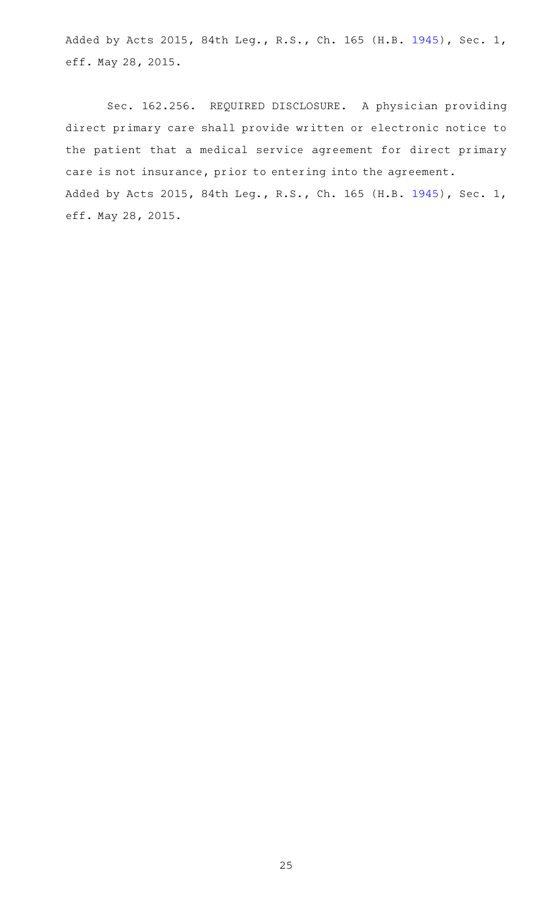Added by Acts 2015, 84th Leg., R.S., Ch. 165 (H.B. 1945), Sec. 1, eff. May 28, 2015.

Sec. 162.256. REQUIRED DISCLOSURE. A physician providing direct primary care shall provide written or electronic notice to the patient that a medical service agreement for direct primary care is not insurance, prior to entering into the agreement.

Added by Acts 2015, 84th Leg., R.S., Ch. 165 (H.B. 1945), Sec. 1, eff. May 28, 2015.